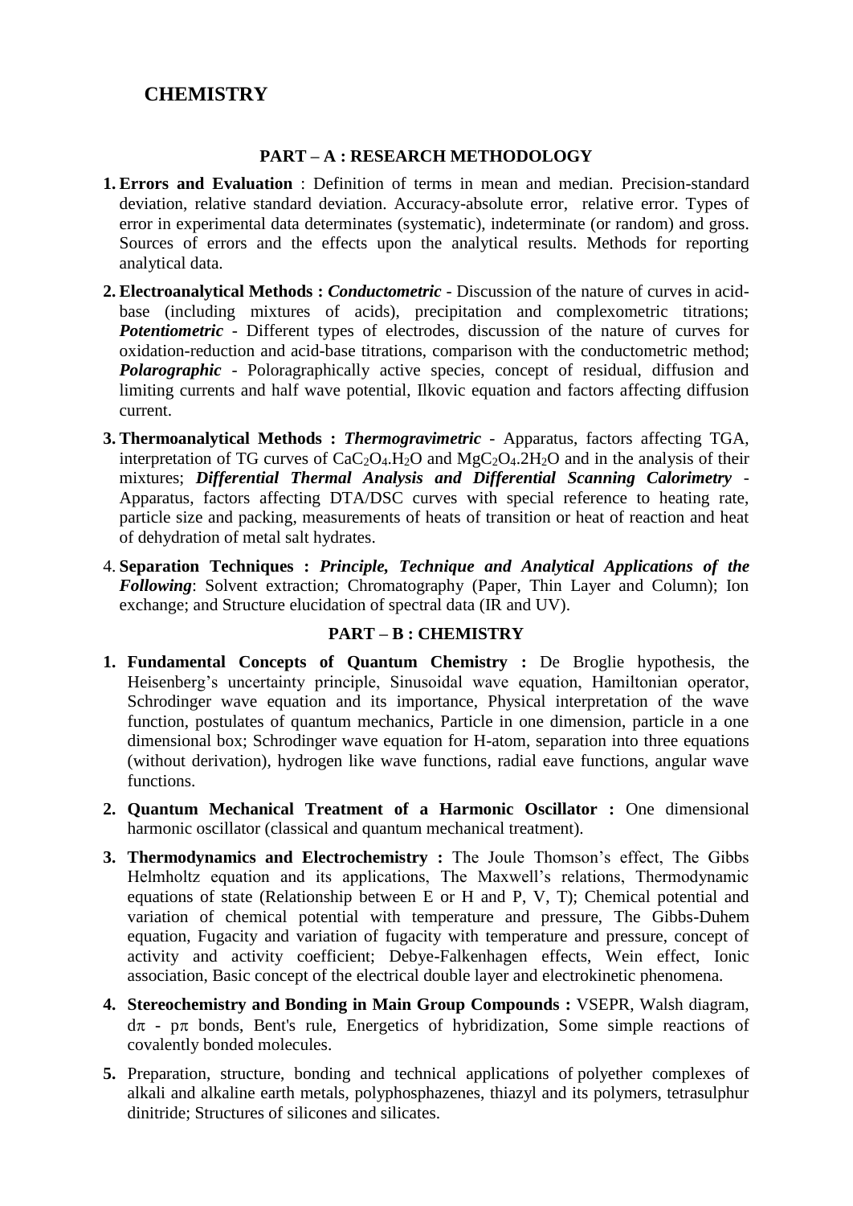# CHEMISTRY

## PART – A : RESEARCH METHODOLOGY

1. **Errors and Evaluation** : Definition of terms in mean and median. Precision-standard deviation, relative standard deviation. Accuracy-absolute error, relative error. Types of error in experimental data determinates (systematic), indeterminate (or random) and gross. Sources of errors and the effects upon the analytical results. Methods for reporting analytical data.
2. **Electroanalytical Methods :** ***Conductometric*** - Discussion of the nature of curves in acid-base (including mixtures of acids), precipitation and complexometric titrations; ***Potentiometric*** - Different types of electrodes, discussion of the nature of curves for oxidation-reduction and acid-base titrations, comparison with the conductometric method; ***Polarographic*** - Poloragraphically active species, concept of residual, diffusion and limiting currents and half wave potential, Ilkovic equation and factors affecting diffusion current.
3. **Thermoanalytical Methods :** ***Thermogravimetric*** - Apparatus, factors affecting TGA, interpretation of TG curves of $CaC_2O_4.H_2O$ and $MgC_2O_4.2H_2O$ and in the analysis of their mixtures; ***Differential Thermal Analysis and Differential Scanning Calorimetry*** - Apparatus, factors affecting DTA/DSC curves with special reference to heating rate, particle size and packing, measurements of heats of transition or heat of reaction and heat of dehydration of metal salt hydrates.
4. **Separation Techniques :** ***Principle, Technique and Analytical Applications of the Following***: Solvent extraction; Chromatography (Paper, Thin Layer and Column); Ion exchange; and Structure elucidation of spectral data (IR and UV).

## PART – B : CHEMISTRY

1. **Fundamental Concepts of Quantum Chemistry :** De Broglie hypothesis, the Heisenberg's uncertainty principle, Sinusoidal wave equation, Hamiltonian operator, Schrodinger wave equation and its importance, Physical interpretation of the wave function, postulates of quantum mechanics, Particle in one dimension, particle in a one dimensional box; Schrodinger wave equation for H-atom, separation into three equations (without derivation), hydrogen like wave functions, radial eave functions, angular wave functions.
2. **Quantum Mechanical Treatment of a Harmonic Oscillator :** One dimensional harmonic oscillator (classical and quantum mechanical treatment).
3. **Thermodynamics and Electrochemistry :** The Joule Thomson's effect, The Gibbs Helmholtz equation and its applications, The Maxwell's relations, Thermodynamic equations of state (Relationship between E or H and P, V, T); Chemical potential and variation of chemical potential with temperature and pressure, The Gibbs-Duhem equation, Fugacity and variation of fugacity with temperature and pressure, concept of activity and activity coefficient; Debye-Falkenhagen effects, Wein effect, Ionic association, Basic concept of the electrical double layer and electrokinetic phenomena.
4. **Stereochemistry and Bonding in Main Group Compounds :** VSEPR, Walsh diagram, $d\pi$ - $p\pi$ bonds, Bent's rule, Energetics of hybridization, Some simple reactions of covalently bonded molecules.
5. Preparation, structure, bonding and technical applications of polyether complexes of alkali and alkaline earth metals, polyphosphazenes, thiazyl and its polymers, tetrasulphur dinitride; Structures of silicones and silicates.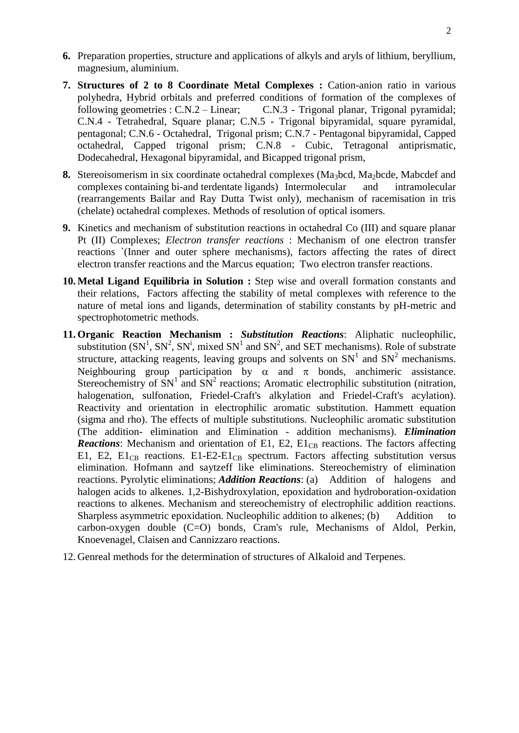6. Preparation properties, structure and applications of alkyls and aryls of lithium, beryllium, magnesium, aluminium.

7. **Structures of 2 to 8 Coordinate Metal Complexes :** Cation-anion ratio in various polyhedra, Hybrid orbitals and preferred conditions of formation of the complexes of following geometries : C.N.2 – Linear; C.N.3 - Trigonal planar, Trigonal pyramidal; C.N.4 - Tetrahedral, Square planar; C.N.5 - Trigonal bipyramidal, square pyramidal, pentagonal; C.N.6 - Octahedral, Trigonal prism; C.N.7 - Pentagonal bipyramidal, Capped octahedral, Capped trigonal prism; C.N.8 - Cubic, Tetragonal antiprismatic, Dodecahedral, Hexagonal bipyramidal, and Bicapped trigonal prism,

8. Stereoisomerism in six coordinate octahedral complexes ($Ma_3bcd$, $Ma_2bcde$, Mabcdef and complexes containing bi-and terdentate ligands) Intermolecular and intramolecular (rearrangements Bailar and Ray Dutta Twist only), mechanism of racemisation in tris (chelate) octahedral complexes. Methods of resolution of optical isomers.

9. Kinetics and mechanism of substitution reactions in octahedral Co (III) and square planar Pt (II) Complexes; *Electron transfer reactions* : Mechanism of one electron transfer reactions `(Inner and outer sphere mechanisms), factors affecting the rates of direct electron transfer reactions and the Marcus equation; Two electron transfer reactions.

10. **Metal Ligand Equilibria in Solution :** Step wise and overall formation constants and their relations, Factors affecting the stability of metal complexes with reference to the nature of metal ions and ligands, determination of stability constants by pH-metric and spectrophotometric methods.

11. **Organic Reaction Mechanism :** ***Substitution Reactions***: Aliphatic nucleophilic, substitution ($SN^1$, $SN^2$, $SN^i$, mixed $SN^1$ and $SN^2$, and SET mechanisms). Role of substrate structure, attacking reagents, leaving groups and solvents on $SN^1$ and $SN^2$ mechanisms. Neighbouring group participation by $\alpha$ and $\pi$ bonds, anchimeric assistance. Stereochemistry of $SN^1$ and $SN^2$ reactions; Aromatic electrophilic substitution (nitration, halogenation, sulfonation, Friedel-Craft's alkylation and Friedel-Craft's acylation). Reactivity and orientation in electrophilic aromatic substitution. Hammett equation (sigma and rho). The effects of multiple substitutions. Nucleophilic aromatic substitution (The addition- elimination and Elimination - addition mechanisms). ***Elimination Reactions***: Mechanism and orientation of E1, E2, $E1_{CB}$ reactions. The factors affecting E1, E2, $E1_{CB}$ reactions. E1-E2-$E1_{CB}$ spectrum. Factors affecting substitution versus elimination. Hofmann and saytzeff like eliminations. Stereochemistry of elimination reactions. Pyrolytic eliminations; ***Addition Reactions***: (a) Addition of halogens and halogen acids to alkenes. 1,2-Bishydroxylation, epoxidation and hydroboration-oxidation reactions to alkenes. Mechanism and stereochemistry of electrophilic addition reactions. Sharpless asymmetric epoxidation. Nucleophilic addition to alkenes; (b) Addition to carbon-oxygen double (C=O) bonds, Cram's rule, Mechanisms of Aldol, Perkin, Knoevenagel, Claisen and Cannizzaro reactions.

12. Genreal methods for the determination of structures of Alkaloid and Terpenes.